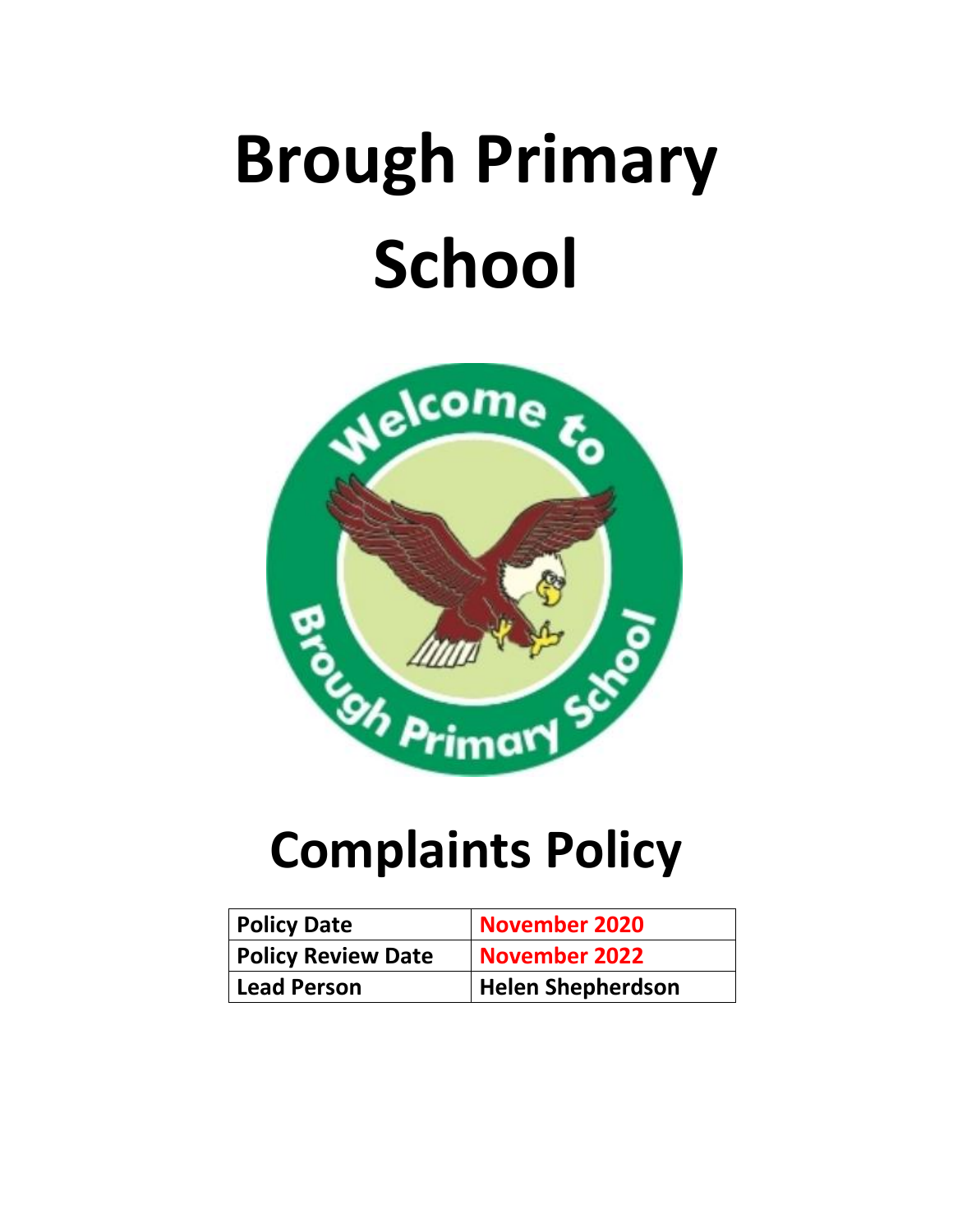# Brough Primary School

# Complaints Policy

| Policy Date | November 2020 |
|---|---|
| Policy Review Date | November 2022 |
| Lead Person | Helen Shepherdson |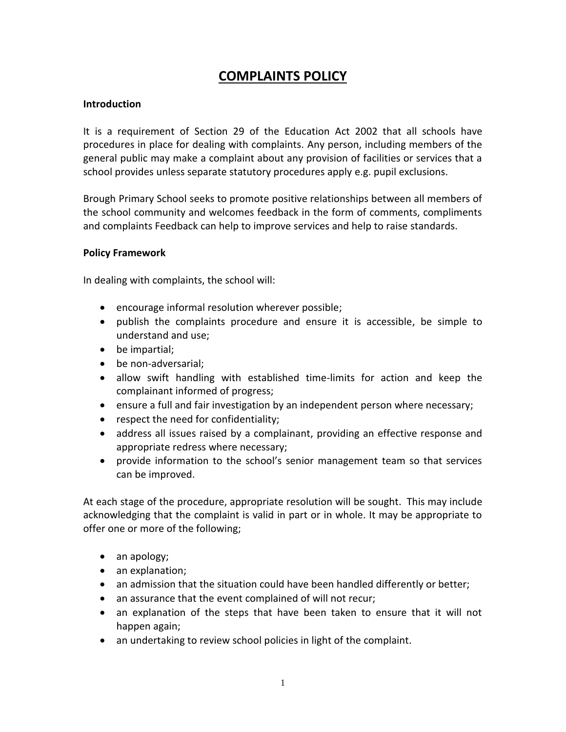# COMPLAINTS POLICY

**Introduction**

It is a requirement of Section 29 of the Education Act 2002 that all schools have procedures in place for dealing with complaints. Any person, including members of the general public may make a complaint about any provision of facilities or services that a school provides unless separate statutory procedures apply e.g. pupil exclusions.

Brough Primary School seeks to promote positive relationships between all members of the school community and welcomes feedback in the form of comments, compliments and complaints Feedback can help to improve services and help to raise standards.

**Policy Framework**

In dealing with complaints, the school will:

- encourage informal resolution wherever possible;
- publish the complaints procedure and ensure it is accessible, be simple to understand and use;
- be impartial;
- be non-adversarial;
- allow swift handling with established time-limits for action and keep the complainant informed of progress;
- ensure a full and fair investigation by an independent person where necessary;
- respect the need for confidentiality;
- address all issues raised by a complainant, providing an effective response and appropriate redress where necessary;
- provide information to the school's senior management team so that services can be improved.

At each stage of the procedure, appropriate resolution will be sought. This may include acknowledging that the complaint is valid in part or in whole. It may be appropriate to offer one or more of the following;

- an apology;
- an explanation;
- an admission that the situation could have been handled differently or better;
- an assurance that the event complained of will not recur;
- an explanation of the steps that have been taken to ensure that it will not happen again;
- an undertaking to review school policies in light of the complaint.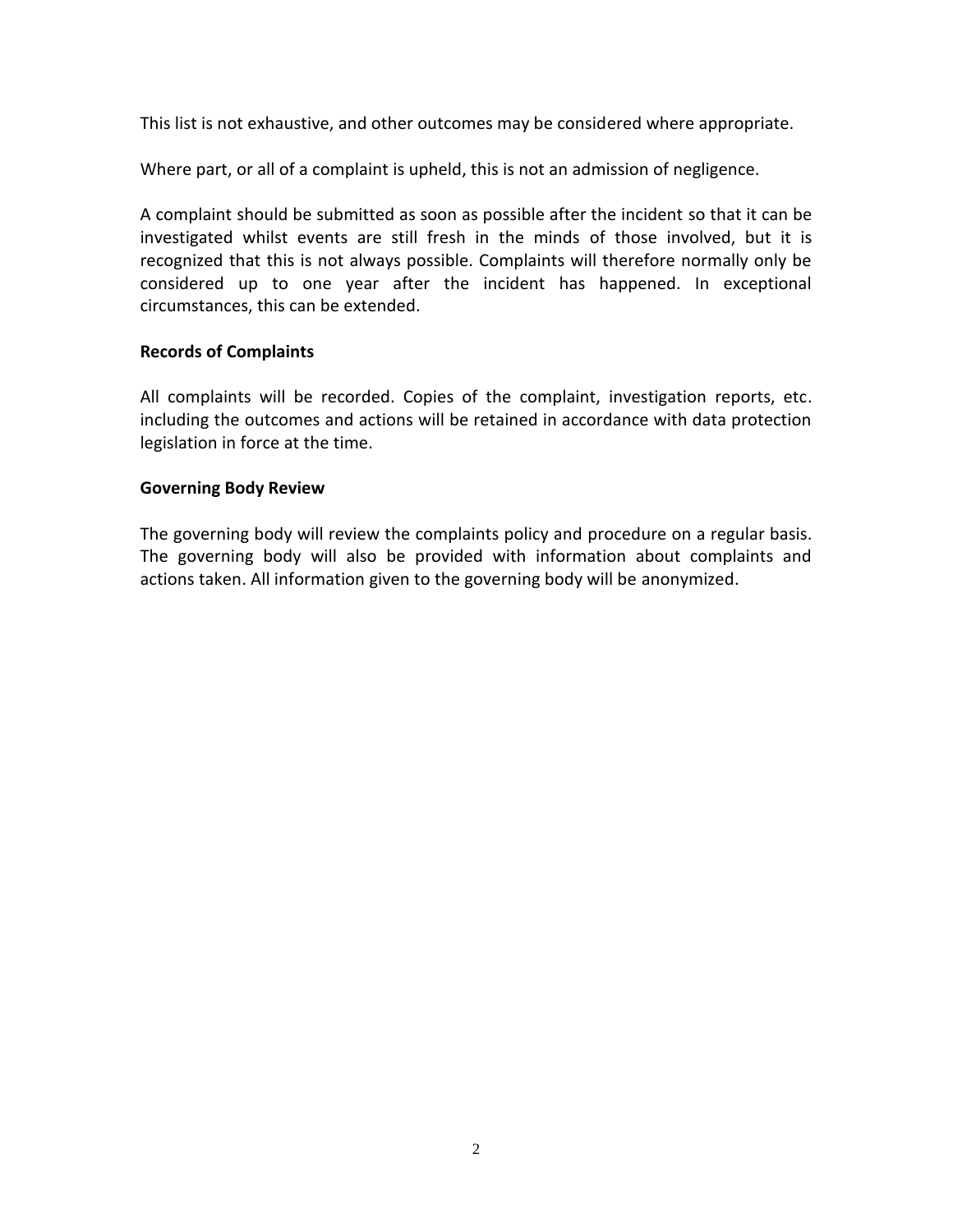This list is not exhaustive, and other outcomes may be considered where appropriate.

Where part, or all of a complaint is upheld, this is not an admission of negligence.

A complaint should be submitted as soon as possible after the incident so that it can be investigated whilst events are still fresh in the minds of those involved, but it is recognized that this is not always possible. Complaints will therefore normally only be considered up to one year after the incident has happened. In exceptional circumstances, this can be extended.

**Records of Complaints**

All complaints will be recorded. Copies of the complaint, investigation reports, etc. including the outcomes and actions will be retained in accordance with data protection legislation in force at the time.

**Governing Body Review**

The governing body will review the complaints policy and procedure on a regular basis. The governing body will also be provided with information about complaints and actions taken. All information given to the governing body will be anonymized.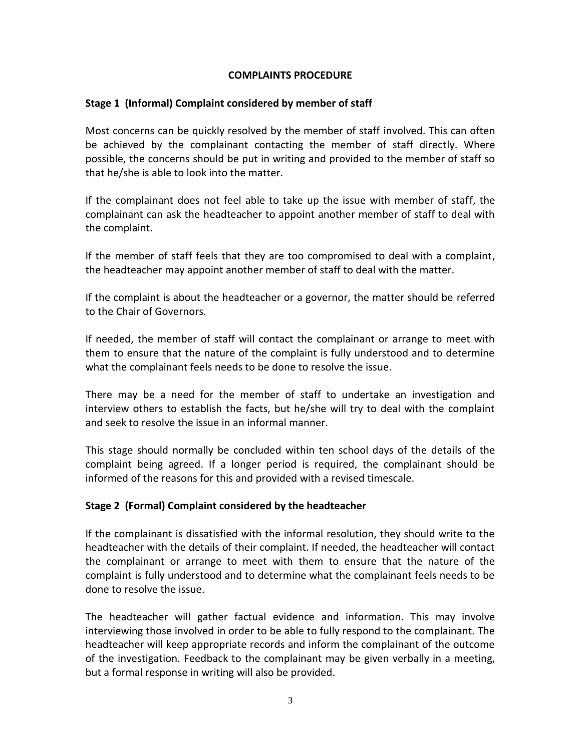## COMPLAINTS PROCEDURE

### Stage 1 (Informal) Complaint considered by member of staff

Most concerns can be quickly resolved by the member of staff involved. This can often be achieved by the complainant contacting the member of staff directly. Where possible, the concerns should be put in writing and provided to the member of staff so that he/she is able to look into the matter.

If the complainant does not feel able to take up the issue with member of staff, the complainant can ask the headteacher to appoint another member of staff to deal with the complaint.

If the member of staff feels that they are too compromised to deal with a complaint, the headteacher may appoint another member of staff to deal with the matter.

If the complaint is about the headteacher or a governor, the matter should be referred to the Chair of Governors.

If needed, the member of staff will contact the complainant or arrange to meet with them to ensure that the nature of the complaint is fully understood and to determine what the complainant feels needs to be done to resolve the issue.

There may be a need for the member of staff to undertake an investigation and interview others to establish the facts, but he/she will try to deal with the complaint and seek to resolve the issue in an informal manner.

This stage should normally be concluded within ten school days of the details of the complaint being agreed. If a longer period is required, the complainant should be informed of the reasons for this and provided with a revised timescale.

### Stage 2 (Formal) Complaint considered by the headteacher

If the complainant is dissatisfied with the informal resolution, they should write to the headteacher with the details of their complaint. If needed, the headteacher will contact the complainant or arrange to meet with them to ensure that the nature of the complaint is fully understood and to determine what the complainant feels needs to be done to resolve the issue.

The headteacher will gather factual evidence and information. This may involve interviewing those involved in order to be able to fully respond to the complainant. The headteacher will keep appropriate records and inform the complainant of the outcome of the investigation. Feedback to the complainant may be given verbally in a meeting, but a formal response in writing will also be provided.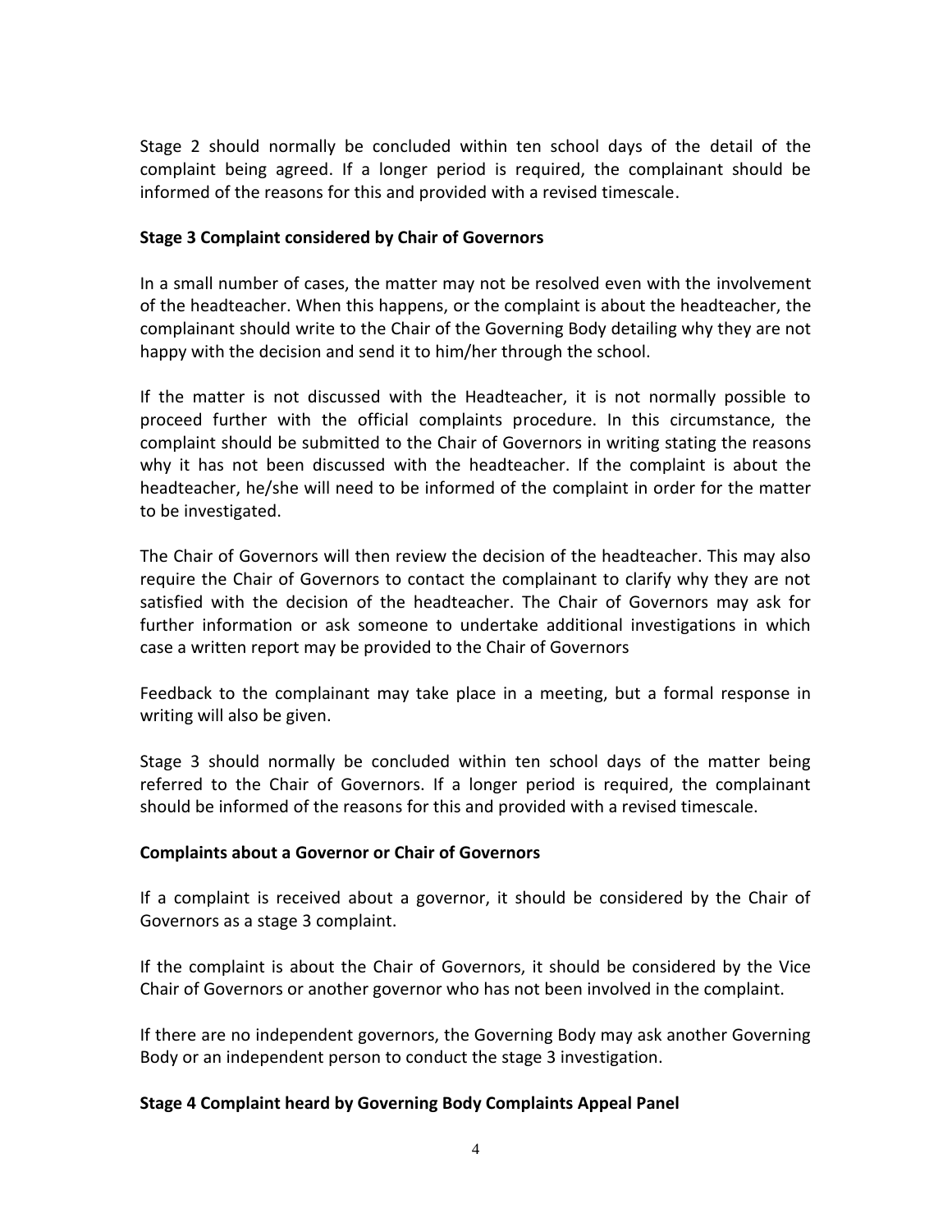Stage 2 should normally be concluded within ten school days of the detail of the complaint being agreed. If a longer period is required, the complainant should be informed of the reasons for this and provided with a revised timescale.

**Stage 3 Complaint considered by Chair of Governors**

In a small number of cases, the matter may not be resolved even with the involvement of the headteacher. When this happens, or the complaint is about the headteacher, the complainant should write to the Chair of the Governing Body detailing why they are not happy with the decision and send it to him/her through the school.

If the matter is not discussed with the Headteacher, it is not normally possible to proceed further with the official complaints procedure. In this circumstance, the complaint should be submitted to the Chair of Governors in writing stating the reasons why it has not been discussed with the headteacher. If the complaint is about the headteacher, he/she will need to be informed of the complaint in order for the matter to be investigated.

The Chair of Governors will then review the decision of the headteacher. This may also require the Chair of Governors to contact the complainant to clarify why they are not satisfied with the decision of the headteacher. The Chair of Governors may ask for further information or ask someone to undertake additional investigations in which case a written report may be provided to the Chair of Governors

Feedback to the complainant may take place in a meeting, but a formal response in writing will also be given.

Stage 3 should normally be concluded within ten school days of the matter being referred to the Chair of Governors. If a longer period is required, the complainant should be informed of the reasons for this and provided with a revised timescale.

**Complaints about a Governor or Chair of Governors**

If a complaint is received about a governor, it should be considered by the Chair of Governors as a stage 3 complaint.

If the complaint is about the Chair of Governors, it should be considered by the Vice Chair of Governors or another governor who has not been involved in the complaint.

If there are no independent governors, the Governing Body may ask another Governing Body or an independent person to conduct the stage 3 investigation.

**Stage 4 Complaint heard by Governing Body Complaints Appeal Panel**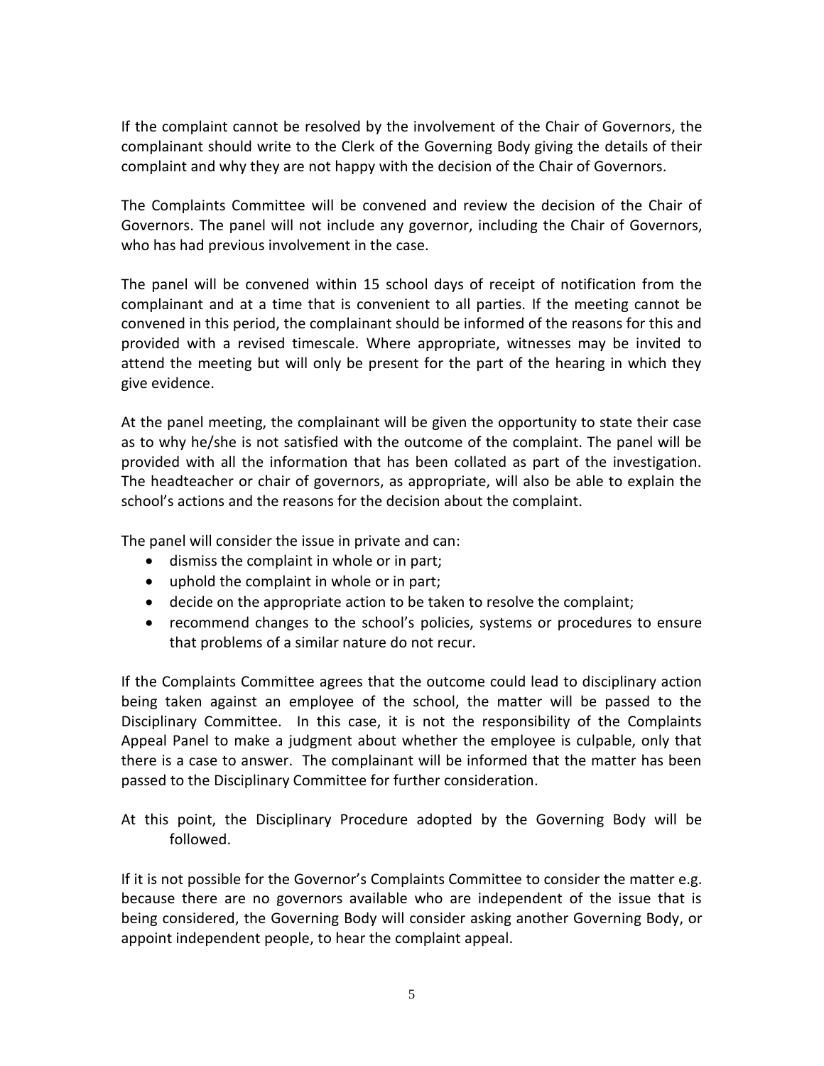If the complaint cannot be resolved by the involvement of the Chair of Governors, the complainant should write to the Clerk of the Governing Body giving the details of their complaint and why they are not happy with the decision of the Chair of Governors.

The Complaints Committee will be convened and review the decision of the Chair of Governors. The panel will not include any governor, including the Chair of Governors, who has had previous involvement in the case.

The panel will be convened within 15 school days of receipt of notification from the complainant and at a time that is convenient to all parties. If the meeting cannot be convened in this period, the complainant should be informed of the reasons for this and provided with a revised timescale. Where appropriate, witnesses may be invited to attend the meeting but will only be present for the part of the hearing in which they give evidence.

At the panel meeting, the complainant will be given the opportunity to state their case as to why he/she is not satisfied with the outcome of the complaint. The panel will be provided with all the information that has been collated as part of the investigation. The headteacher or chair of governors, as appropriate, will also be able to explain the school's actions and the reasons for the decision about the complaint.

The panel will consider the issue in private and can:

- dismiss the complaint in whole or in part;
- uphold the complaint in whole or in part;
- decide on the appropriate action to be taken to resolve the complaint;
- recommend changes to the school's policies, systems or procedures to ensure that problems of a similar nature do not recur.

If the Complaints Committee agrees that the outcome could lead to disciplinary action being taken against an employee of the school, the matter will be passed to the Disciplinary Committee. In this case, it is not the responsibility of the Complaints Appeal Panel to make a judgment about whether the employee is culpable, only that there is a case to answer. The complainant will be informed that the matter has been passed to the Disciplinary Committee for further consideration.

At this point, the Disciplinary Procedure adopted by the Governing Body will be followed.

If it is not possible for the Governor's Complaints Committee to consider the matter e.g. because there are no governors available who are independent of the issue that is being considered, the Governing Body will consider asking another Governing Body, or appoint independent people, to hear the complaint appeal.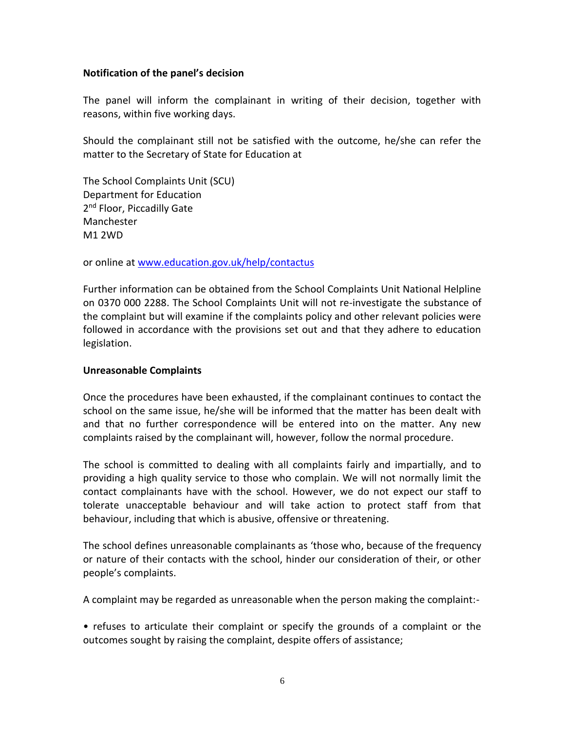**Notification of the panel's decision**

The panel will inform the complainant in writing of their decision, together with reasons, within five working days.

Should the complainant still not be satisfied with the outcome, he/she can refer the matter to the Secretary of State for Education at

The School Complaints Unit (SCU)
Department for Education
2nd Floor, Piccadilly Gate
Manchester
M1 2WD

or online at [www.education.gov.uk/help/contactus](www.education.gov.uk/help/contactus)

Further information can be obtained from the School Complaints Unit National Helpline on 0370 000 2288. The School Complaints Unit will not re-investigate the substance of the complaint but will examine if the complaints policy and other relevant policies were followed in accordance with the provisions set out and that they adhere to education legislation.

**Unreasonable Complaints**

Once the procedures have been exhausted, if the complainant continues to contact the school on the same issue, he/she will be informed that the matter has been dealt with and that no further correspondence will be entered into on the matter. Any new complaints raised by the complainant will, however, follow the normal procedure.

The school is committed to dealing with all complaints fairly and impartially, and to providing a high quality service to those who complain. We will not normally limit the contact complainants have with the school. However, we do not expect our staff to tolerate unacceptable behaviour and will take action to protect staff from that behaviour, including that which is abusive, offensive or threatening.

The school defines unreasonable complainants as 'those who, because of the frequency or nature of their contacts with the school, hinder our consideration of their, or other people's complaints.

A complaint may be regarded as unreasonable when the person making the complaint:-

- refuses to articulate their complaint or specify the grounds of a complaint or the outcomes sought by raising the complaint, despite offers of assistance;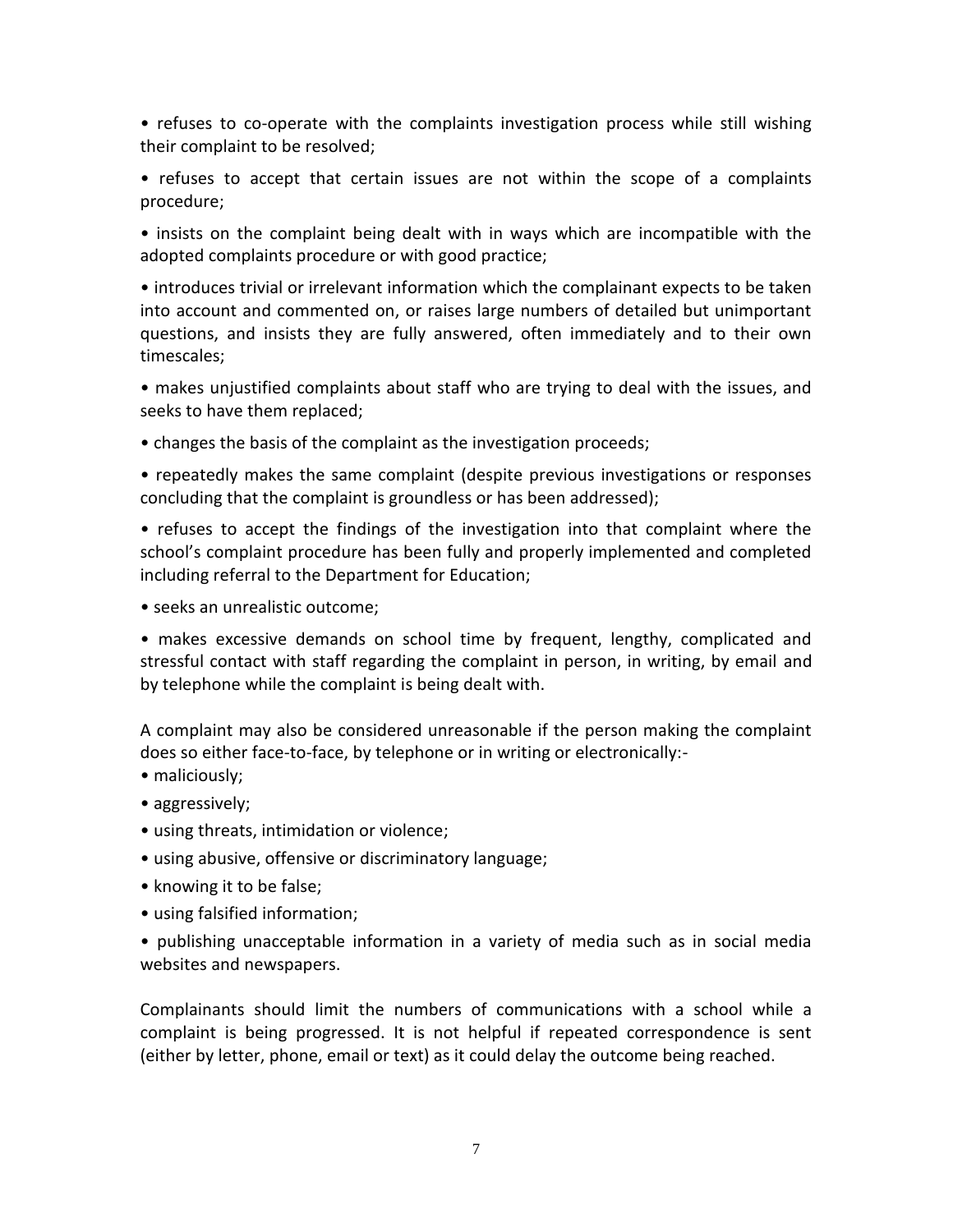- refuses to co-operate with the complaints investigation process while still wishing their complaint to be resolved;
- refuses to accept that certain issues are not within the scope of a complaints procedure;
- insists on the complaint being dealt with in ways which are incompatible with the adopted complaints procedure or with good practice;
- introduces trivial or irrelevant information which the complainant expects to be taken into account and commented on, or raises large numbers of detailed but unimportant questions, and insists they are fully answered, often immediately and to their own timescales;
- makes unjustified complaints about staff who are trying to deal with the issues, and seeks to have them replaced;
- changes the basis of the complaint as the investigation proceeds;
- repeatedly makes the same complaint (despite previous investigations or responses concluding that the complaint is groundless or has been addressed);
- refuses to accept the findings of the investigation into that complaint where the school's complaint procedure has been fully and properly implemented and completed including referral to the Department for Education;
- seeks an unrealistic outcome;
- makes excessive demands on school time by frequent, lengthy, complicated and stressful contact with staff regarding the complaint in person, in writing, by email and by telephone while the complaint is being dealt with.

A complaint may also be considered unreasonable if the person making the complaint does so either face-to-face, by telephone or in writing or electronically:-

- maliciously;
- aggressively;
- using threats, intimidation or violence;
- using abusive, offensive or discriminatory language;
- knowing it to be false;
- using falsified information;
- publishing unacceptable information in a variety of media such as in social media websites and newspapers.

Complainants should limit the numbers of communications with a school while a complaint is being progressed. It is not helpful if repeated correspondence is sent (either by letter, phone, email or text) as it could delay the outcome being reached.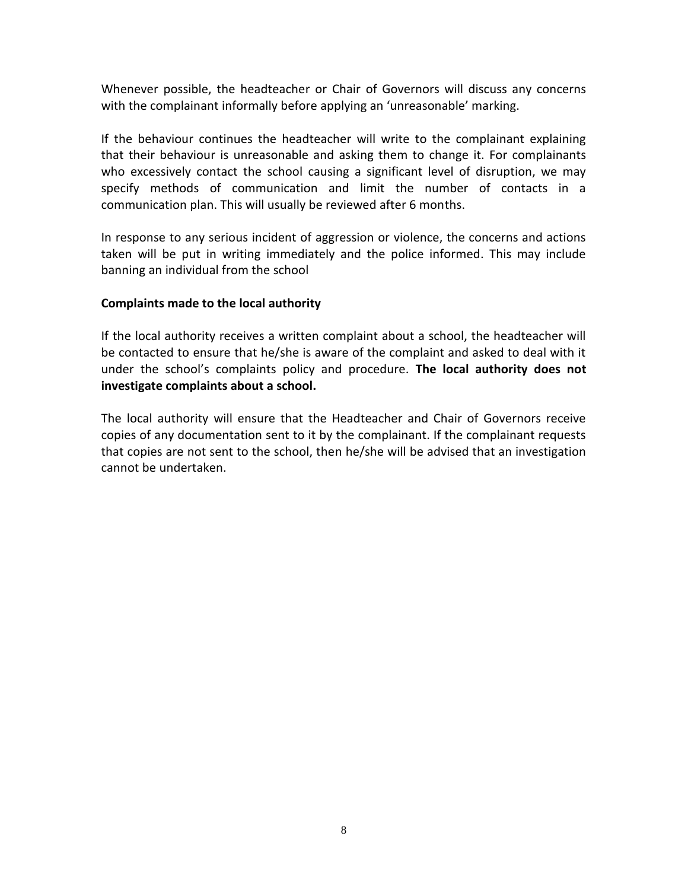Whenever possible, the headteacher or Chair of Governors will discuss any concerns with the complainant informally before applying an 'unreasonable' marking.

If the behaviour continues the headteacher will write to the complainant explaining that their behaviour is unreasonable and asking them to change it. For complainants who excessively contact the school causing a significant level of disruption, we may specify methods of communication and limit the number of contacts in a communication plan. This will usually be reviewed after 6 months.

In response to any serious incident of aggression or violence, the concerns and actions taken will be put in writing immediately and the police informed. This may include banning an individual from the school

**Complaints made to the local authority**

If the local authority receives a written complaint about a school, the headteacher will be contacted to ensure that he/she is aware of the complaint and asked to deal with it under the school's complaints policy and procedure. **The local authority does not investigate complaints about a school.**

The local authority will ensure that the Headteacher and Chair of Governors receive copies of any documentation sent to it by the complainant. If the complainant requests that copies are not sent to the school, then he/she will be advised that an investigation cannot be undertaken.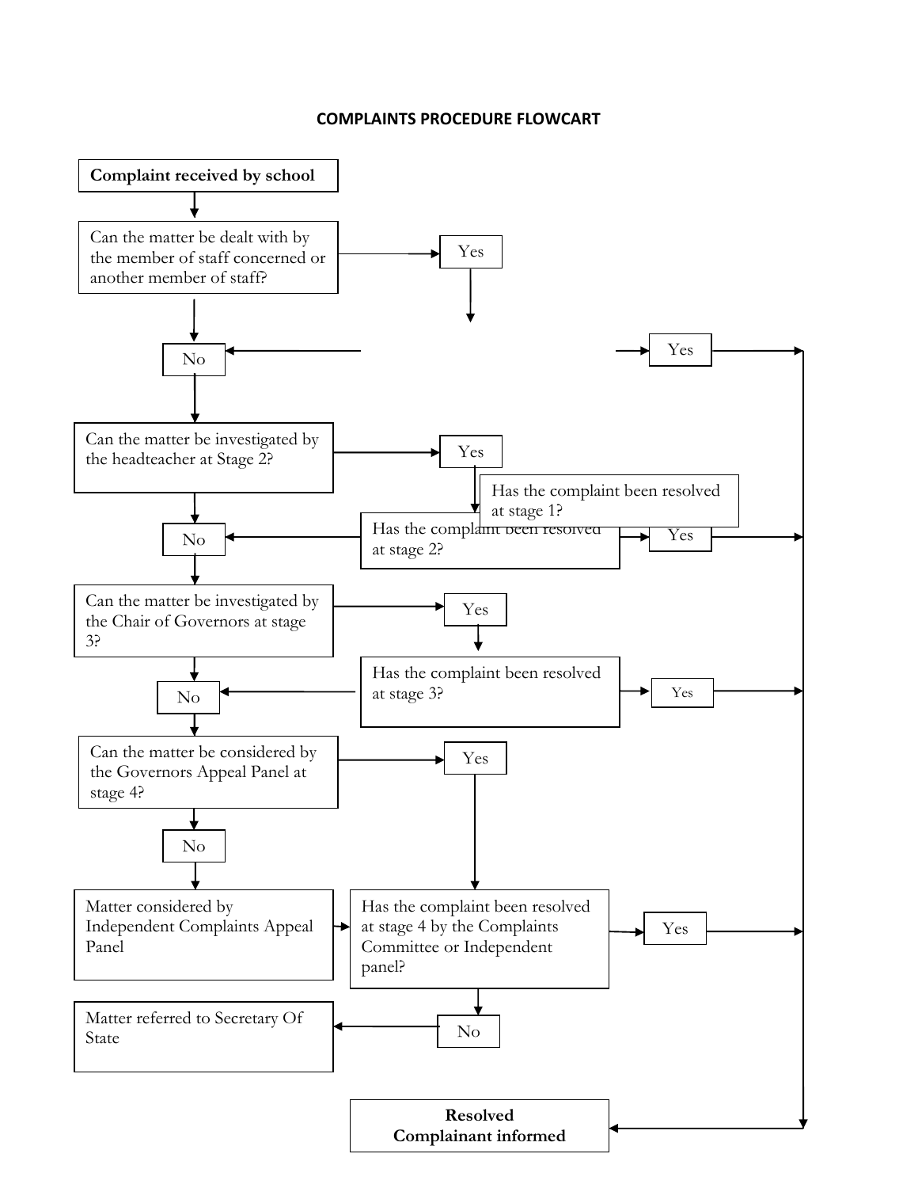**COMPLAINTS PROCEDURE FLOWCART**

**Complaint received by school**

Can the matter be dealt with by the member of staff concerned or another member of staff?

Yes

No

Has the complaint been resolved at stage 1?

Yes

Can the matter be investigated by the headteacher at Stage 2?

Yes

Has the complaint been resolved at stage 2?

Yes

No

Can the matter be investigated by the Chair of Governors at stage 3?

Yes

Has the complaint been resolved at stage 3?

Yes

No

Can the matter be considered by the Governors Appeal Panel at stage 4?

Yes

No

Matter considered by Independent Complaints Appeal Panel

Has the complaint been resolved at stage 4 by the Complaints Committee or Independent panel?

Yes

No

Matter referred to Secretary Of State

**Resolved**
**Complainant informed**